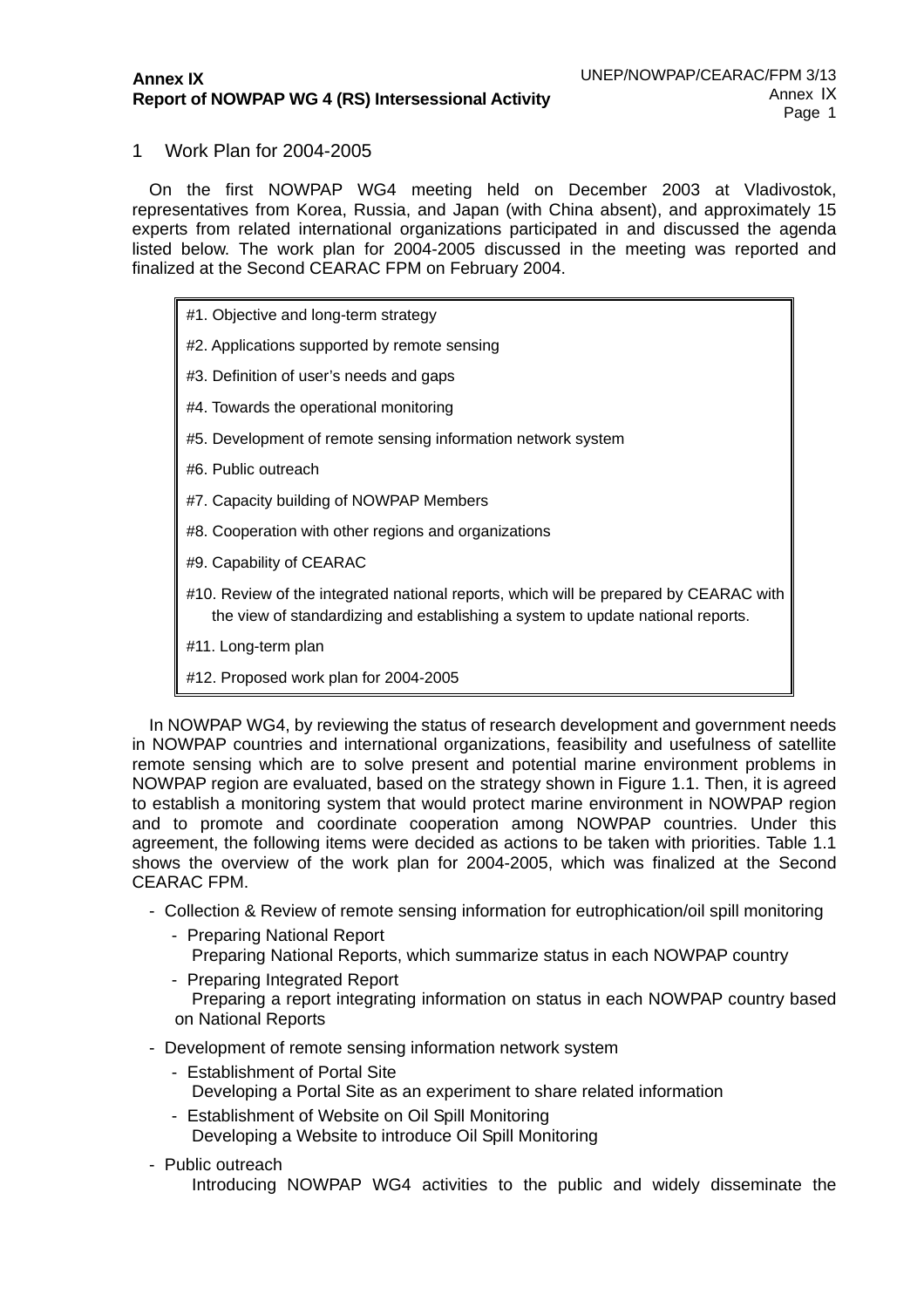**Annex IX**
**Report of NOWPAP WG 4 (RS) Intersessional Activity**

## 1 Work Plan for 2004-2005

On the first NOWPAP WG4 meeting held on December 2003 at Vladivostok, representatives from Korea, Russia, and Japan (with China absent), and approximately 15 experts from related international organizations participated in and discussed the agenda listed below. The work plan for 2004-2005 discussed in the meeting was reported and finalized at the Second CEARAC FPM on February 2004.

| |
|---|
| #1. Objective and long-term strategy |
| #2. Applications supported by remote sensing |
| #3. Definition of user's needs and gaps |
| #4. Towards the operational monitoring |
| #5. Development of remote sensing information network system |
| #6. Public outreach |
| #7. Capacity building of NOWPAP Members |
| #8. Cooperation with other regions and organizations |
| #9. Capability of CEARAC |
| #10. Review of the integrated national reports, which will be prepared by CEARAC with the view of standardizing and establishing a system to update national reports. |
| #11. Long-term plan |
| #12. Proposed work plan for 2004-2005 |

In NOWPAP WG4, by reviewing the status of research development and government needs in NOWPAP countries and international organizations, feasibility and usefulness of satellite remote sensing which are to solve present and potential marine environment problems in NOWPAP region are evaluated, based on the strategy shown in Figure 1.1. Then, it is agreed to establish a monitoring system that would protect marine environment in NOWPAP region and to promote and coordinate cooperation among NOWPAP countries. Under this agreement, the following items were decided as actions to be taken with priorities. Table 1.1 shows the overview of the work plan for 2004-2005, which was finalized at the Second CEARAC FPM.

- Collection & Review of remote sensing information for eutrophication/oil spill monitoring
  - Preparing National Report
    Preparing National Reports, which summarize status in each NOWPAP country
  - Preparing Integrated Report
    Preparing a report integrating information on status in each NOWPAP country based on National Reports
- Development of remote sensing information network system
  - Establishment of Portal Site
    Developing a Portal Site as an experiment to share related information
  - Establishment of Website on Oil Spill Monitoring
    Developing a Website to introduce Oil Spill Monitoring
- Public outreach
  Introducing NOWPAP WG4 activities to the public and widely disseminate the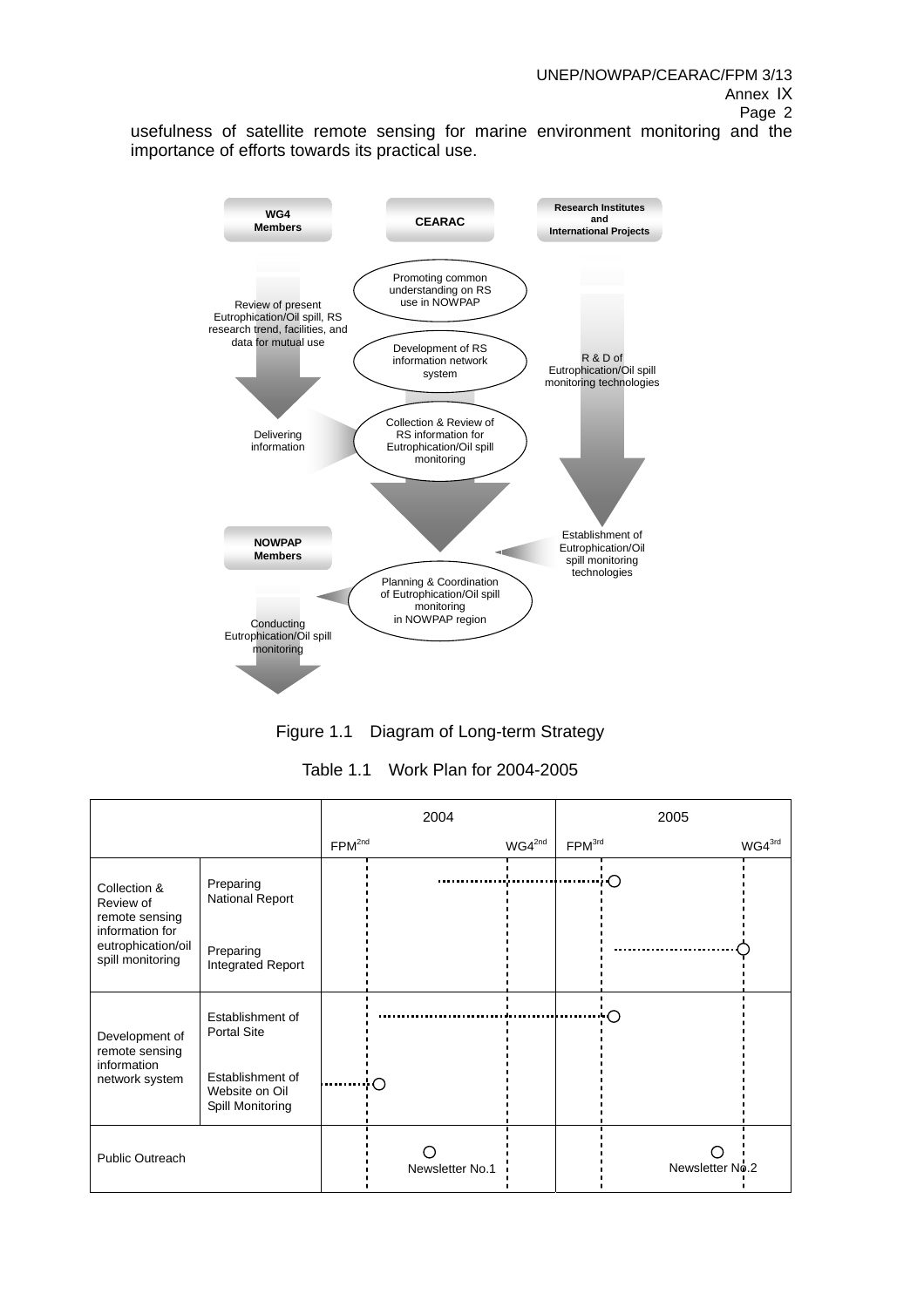usefulness of satellite remote sensing for marine environment monitoring and the importance of efforts towards its practical use.

**WG4 Members**

- Review of present Eutrophication/Oil spill, RS research trend, facilities, and data for mutual use
- Delivering information

**CEARAC**

- Promoting common understanding on RS use in NOWPAP
- Development of RS information network system
- Collection & Review of RS information for Eutrophication/Oil spill monitoring
- Planning & Coordination of Eutrophication/Oil spill monitoring in NOWPAP region

**Research Institutes and International Projects**

- R & D of Eutrophication/Oil spill monitoring technologies
- Establishment of Eutrophication/Oil spill monitoring technologies

**NOWPAP Members**

- Conducting Eutrophication/Oil spill monitoring

Figure 1.1 Diagram of Long-term Strategy

Table 1.1 Work Plan for 2004-2005

| | | 2004 | | 2005 | |
|---|---|---|---|---|---|
| | | FPM 2nd | WG4 2nd | FPM 3rd | WG4 3rd |
| Collection & Review of remote sensing information for eutrophication/oil spill monitoring | Preparing National Report | | ········ | ········○ | |
| | Preparing Integrated Report | | | | ········○ |
| Development of remote sensing information network system | Establishment of Portal Site | ········ | ········ | ········○ | |
| | Establishment of Website on Oil Spill Monitoring | ········○ | | | |
| Public Outreach | | ○ Newsletter No.1 | | | ○ Newsletter No.2 |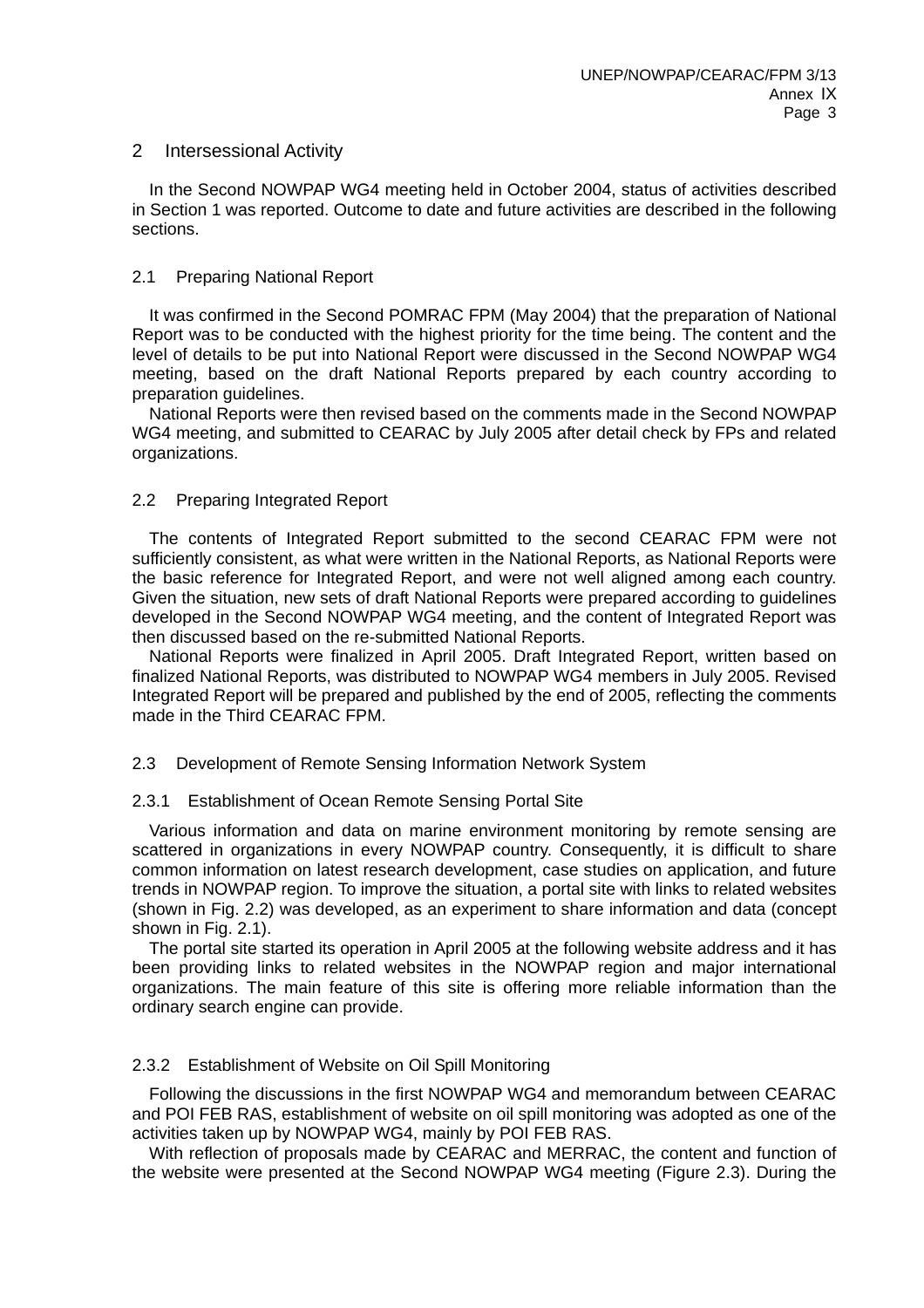## 2 Intersessional Activity

In the Second NOWPAP WG4 meeting held in October 2004, status of activities described in Section 1 was reported. Outcome to date and future activities are described in the following sections.

### 2.1 Preparing National Report

It was confirmed in the Second POMRAC FPM (May 2004) that the preparation of National Report was to be conducted with the highest priority for the time being. The content and the level of details to be put into National Report were discussed in the Second NOWPAP WG4 meeting, based on the draft National Reports prepared by each country according to preparation guidelines.

National Reports were then revised based on the comments made in the Second NOWPAP WG4 meeting, and submitted to CEARAC by July 2005 after detail check by FPs and related organizations.

### 2.2 Preparing Integrated Report

The contents of Integrated Report submitted to the second CEARAC FPM were not sufficiently consistent, as what were written in the National Reports, as National Reports were the basic reference for Integrated Report, and were not well aligned among each country. Given the situation, new sets of draft National Reports were prepared according to guidelines developed in the Second NOWPAP WG4 meeting, and the content of Integrated Report was then discussed based on the re-submitted National Reports.

National Reports were finalized in April 2005. Draft Integrated Report, written based on finalized National Reports, was distributed to NOWPAP WG4 members in July 2005. Revised Integrated Report will be prepared and published by the end of 2005, reflecting the comments made in the Third CEARAC FPM.

### 2.3 Development of Remote Sensing Information Network System

#### 2.3.1 Establishment of Ocean Remote Sensing Portal Site

Various information and data on marine environment monitoring by remote sensing are scattered in organizations in every NOWPAP country. Consequently, it is difficult to share common information on latest research development, case studies on application, and future trends in NOWPAP region. To improve the situation, a portal site with links to related websites (shown in Fig. 2.2) was developed, as an experiment to share information and data (concept shown in Fig. 2.1).

The portal site started its operation in April 2005 at the following website address and it has been providing links to related websites in the NOWPAP region and major international organizations. The main feature of this site is offering more reliable information than the ordinary search engine can provide.

#### 2.3.2 Establishment of Website on Oil Spill Monitoring

Following the discussions in the first NOWPAP WG4 and memorandum between CEARAC and POI FEB RAS, establishment of website on oil spill monitoring was adopted as one of the activities taken up by NOWPAP WG4, mainly by POI FEB RAS.

With reflection of proposals made by CEARAC and MERRAC, the content and function of the website were presented at the Second NOWPAP WG4 meeting (Figure 2.3). During the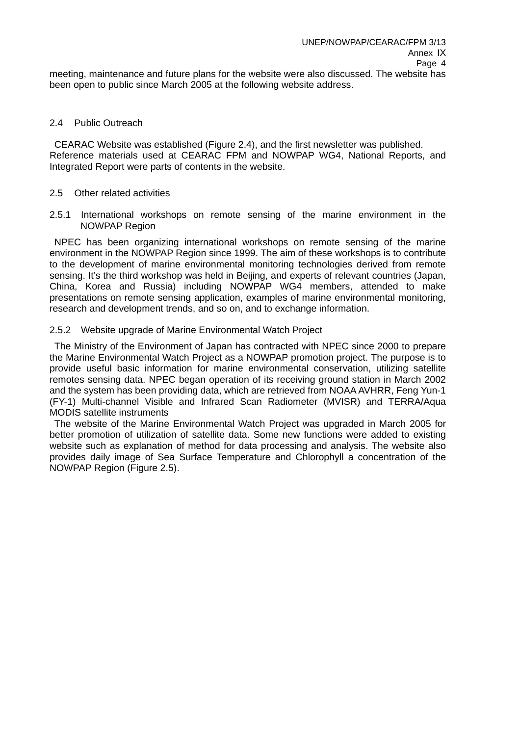meeting, maintenance and future plans for the website were also discussed. The website has been open to public since March 2005 at the following website address.

## 2.4 Public Outreach

CEARAC Website was established (Figure 2.4), and the first newsletter was published. Reference materials used at CEARAC FPM and NOWPAP WG4, National Reports, and Integrated Report were parts of contents in the website.

## 2.5 Other related activities

### 2.5.1 International workshops on remote sensing of the marine environment in the NOWPAP Region

NPEC has been organizing international workshops on remote sensing of the marine environment in the NOWPAP Region since 1999. The aim of these workshops is to contribute to the development of marine environmental monitoring technologies derived from remote sensing. It's the third workshop was held in Beijing, and experts of relevant countries (Japan, China, Korea and Russia) including NOWPAP WG4 members, attended to make presentations on remote sensing application, examples of marine environmental monitoring, research and development trends, and so on, and to exchange information.

### 2.5.2 Website upgrade of Marine Environmental Watch Project

The Ministry of the Environment of Japan has contracted with NPEC since 2000 to prepare the Marine Environmental Watch Project as a NOWPAP promotion project. The purpose is to provide useful basic information for marine environmental conservation, utilizing satellite remotes sensing data. NPEC began operation of its receiving ground station in March 2002 and the system has been providing data, which are retrieved from NOAA AVHRR, Feng Yun-1 (FY-1) Multi-channel Visible and Infrared Scan Radiometer (MVISR) and TERRA/Aqua MODIS satellite instruments

The website of the Marine Environmental Watch Project was upgraded in March 2005 for better promotion of utilization of satellite data. Some new functions were added to existing website such as explanation of method for data processing and analysis. The website also provides daily image of Sea Surface Temperature and Chlorophyll a concentration of the NOWPAP Region (Figure 2.5).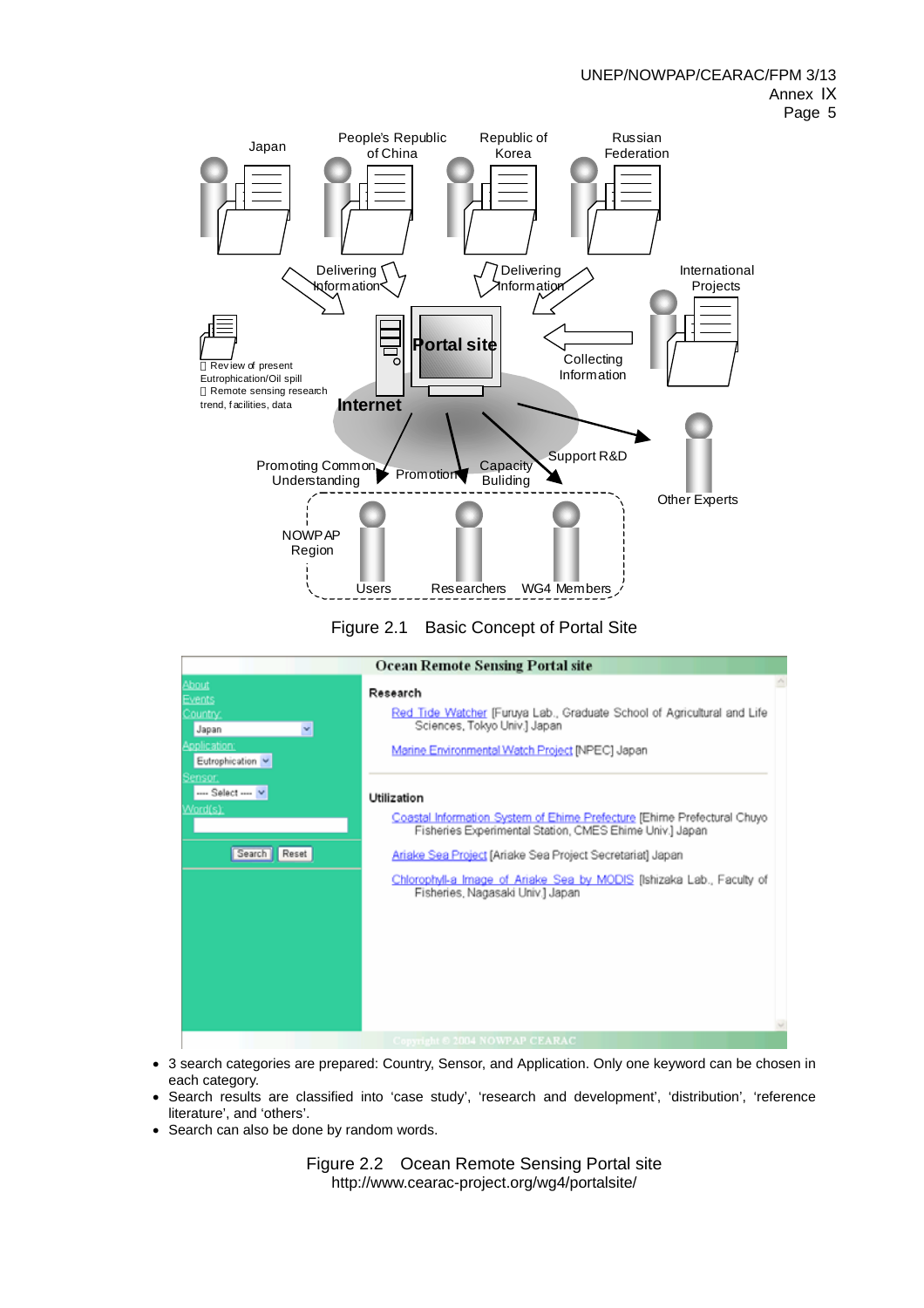Japan

People's Republic of China

Republic of Korea

Russian Federation

Delivering Information

Delivering Information

International Projects

Review of present Eutrophication/Oil spill
Remote sensing research trend, facilities, data

Portal site

Collecting Information

Internet

Support R&D

Other Experts

Promoting Common Understanding

Promotion

Capacity Buliding

NOWPAP Region

Users

Researchers

WG4 Members

Figure 2.1 Basic Concept of Portal Site

**Ocean Remote Sensing Portal site**

About
Events
Country:
Japan
Application:
Eutrophication
Sensor:
---- Select ----
Word(s):

Search Reset

**Research**

Red Tide Watcher [Furuya Lab., Graduate School of Agricultural and Life Sciences, Tokyo Univ.] Japan

Marine Environmental Watch Project [NPEC] Japan

**Utilization**

Coastal Information System of Ehime Prefecture [Ehime Prefectural Chuyo Fisheries Experimental Station, CMES Ehime Univ.] Japan

Ariake Sea Project [Ariake Sea Project Secretariat] Japan

Chlorophyll-a Image of Ariake Sea by MODIS [Ishizaka Lab., Faculty of Fisheries, Nagasaki Univ.] Japan

Copyright © 2004 NOWPAP CEARAC

- 3 search categories are prepared: Country, Sensor, and Application. Only one keyword can be chosen in each category.
- Search results are classified into 'case study', 'research and development', 'distribution', 'reference literature', and 'others'.
- Search can also be done by random words.

Figure 2.2 Ocean Remote Sensing Portal site
http://www.cearac-project.org/wg4/portalsite/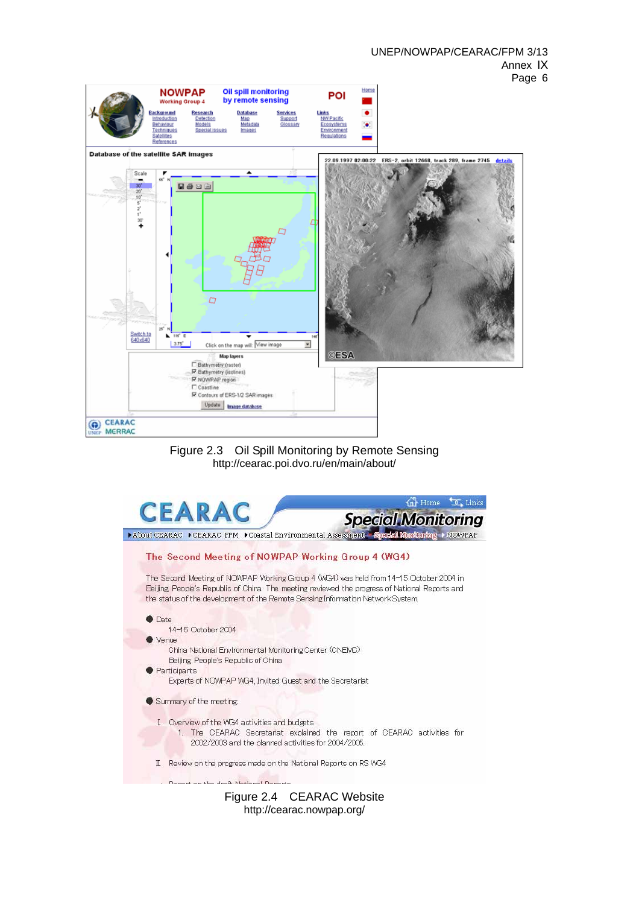Figure 2.3　Oil Spill Monitoring by Remote Sensing
http://cearac.poi.dvo.ru/en/main/about/

Figure 2.4　CEARAC Website
http://cearac.nowpap.org/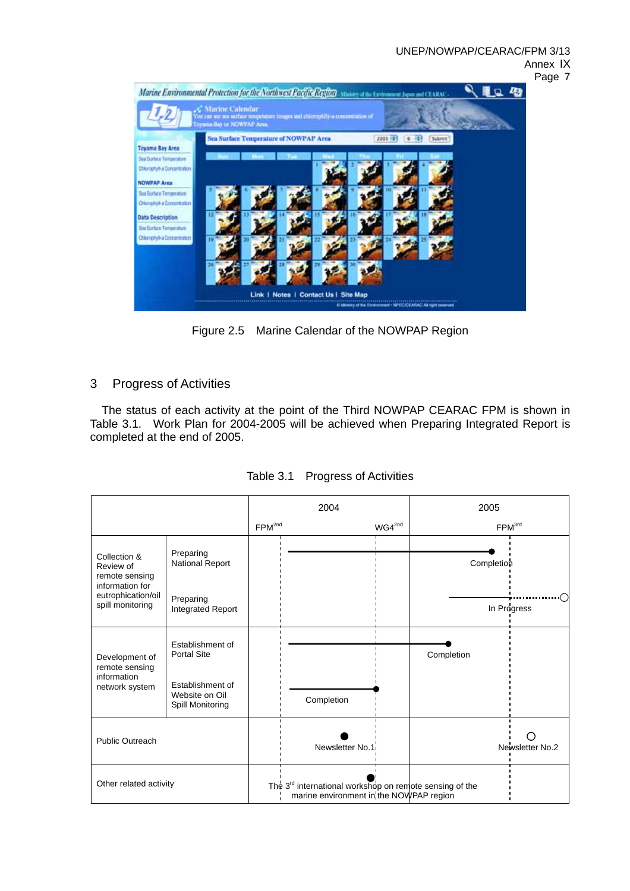Figure 2.5 Marine Calendar of the NOWPAP Region

## 3 Progress of Activities

The status of each activity at the point of the Third NOWPAP CEARAC FPM is shown in Table 3.1. Work Plan for 2004-2005 will be achieved when Preparing Integrated Report is completed at the end of 2005.

Table 3.1 Progress of Activities

2004

FPM2nd

WG42nd

2005

FPM3rd

Collection & Review of remote sensing information for eutrophication/oil spill monitoring

Preparing National Report

Completion

Preparing Integrated Report

In Progress

Development of remote sensing information network system

Establishment of Portal Site

Completion

Establishment of Website on Oil Spill Monitoring

Completion

Public Outreach

Newsletter No.1

Newsletter No.2

Other related activity

The 3rd international workshop on remote sensing of the marine environment in the NOWPAP region